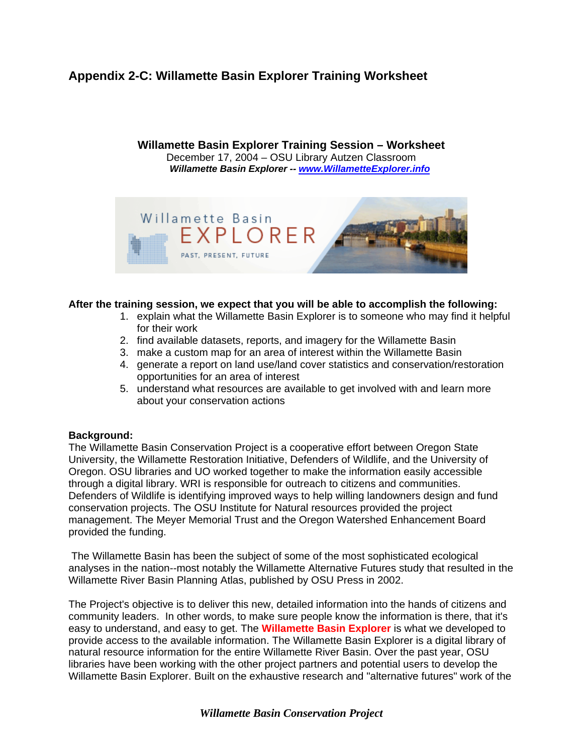# Appendix 2-C: Willamette Basin Explorer Training Worksheet

**Willamette Basin Explorer Training Session – Worksheet**
December 17, 2004 – OSU Library Autzen Classroom
***Willamette Basin Explorer -- www.WillametteExplorer.info***

**After the training session, we expect that you will be able to accomplish the following:**

1. explain what the Willamette Basin Explorer is to someone who may find it helpful for their work
2. find available datasets, reports, and imagery for the Willamette Basin
3. make a custom map for an area of interest within the Willamette Basin
4. generate a report on land use/land cover statistics and conservation/restoration opportunities for an area of interest
5. understand what resources are available to get involved with and learn more about your conservation actions

**Background:**
The Willamette Basin Conservation Project is a cooperative effort between Oregon State University, the Willamette Restoration Initiative, Defenders of Wildlife, and the University of Oregon. OSU libraries and UO worked together to make the information easily accessible through a digital library. WRI is responsible for outreach to citizens and communities. Defenders of Wildlife is identifying improved ways to help willing landowners design and fund conservation projects. The OSU Institute for Natural resources provided the project management. The Meyer Memorial Trust and the Oregon Watershed Enhancement Board provided the funding.

The Willamette Basin has been the subject of some of the most sophisticated ecological analyses in the nation--most notably the Willamette Alternative Futures study that resulted in the Willamette River Basin Planning Atlas, published by OSU Press in 2002.

The Project's objective is to deliver this new, detailed information into the hands of citizens and community leaders. In other words, to make sure people know the information is there, that it's easy to understand, and easy to get. The **Willamette Basin Explorer** is what we developed to provide access to the available information. The Willamette Basin Explorer is a digital library of natural resource information for the entire Willamette River Basin. Over the past year, OSU libraries have been working with the other project partners and potential users to develop the Willamette Basin Explorer. Built on the exhaustive research and "alternative futures" work of the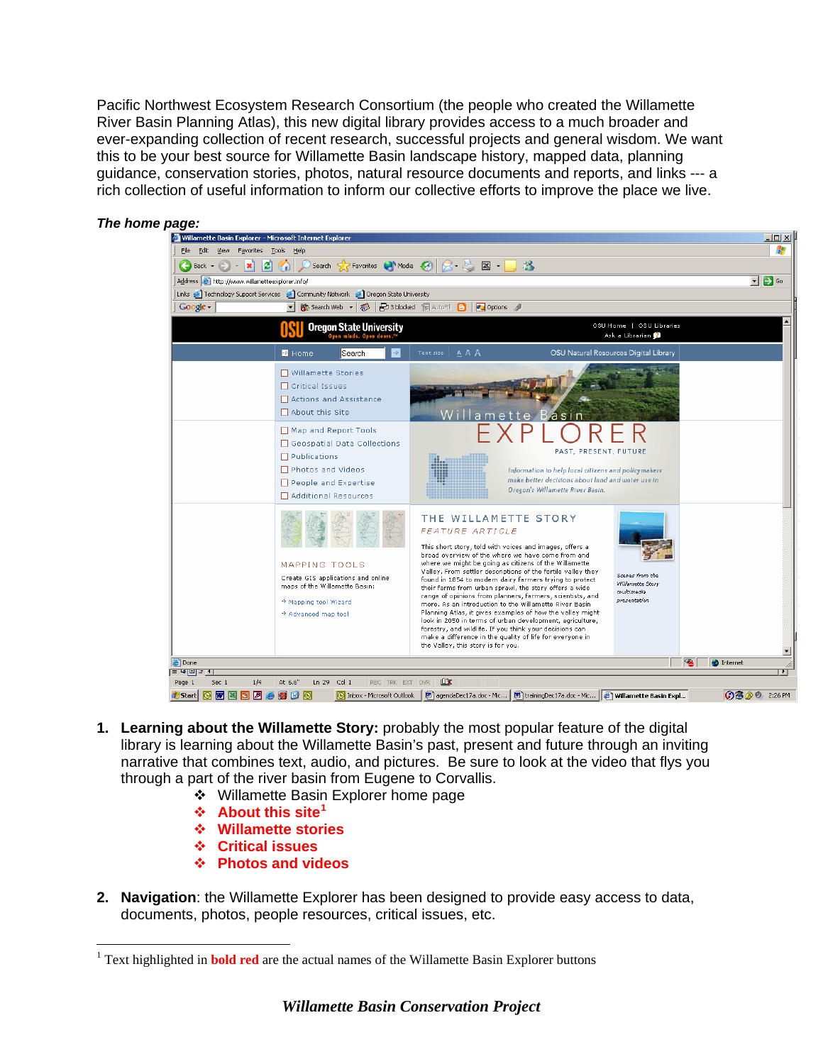Pacific Northwest Ecosystem Research Consortium (the people who created the Willamette River Basin Planning Atlas), this new digital library provides access to a much broader and ever-expanding collection of recent research, successful projects and general wisdom. We want this to be your best source for Willamette Basin landscape history, mapped data, planning guidance, conservation stories, photos, natural resource documents and reports, and links --- a rich collection of useful information to inform our collective efforts to improve the place we live.

***The home page:***

1. **Learning about the Willamette Story:** probably the most popular feature of the digital library is learning about the Willamette Basin's past, present and future through an inviting narrative that combines text, audio, and pictures. Be sure to look at the video that flys you through a part of the river basin from Eugene to Corvallis.
   - Willamette Basin Explorer home page
   - **About this site**[1]
   - **Willamette stories**
   - **Critical issues**
   - **Photos and videos**

2. **Navigation**: the Willamette Explorer has been designed to provide easy access to data, documents, photos, people resources, critical issues, etc.

[1] Text highlighted in **bold red** are the actual names of the Willamette Basin Explorer buttons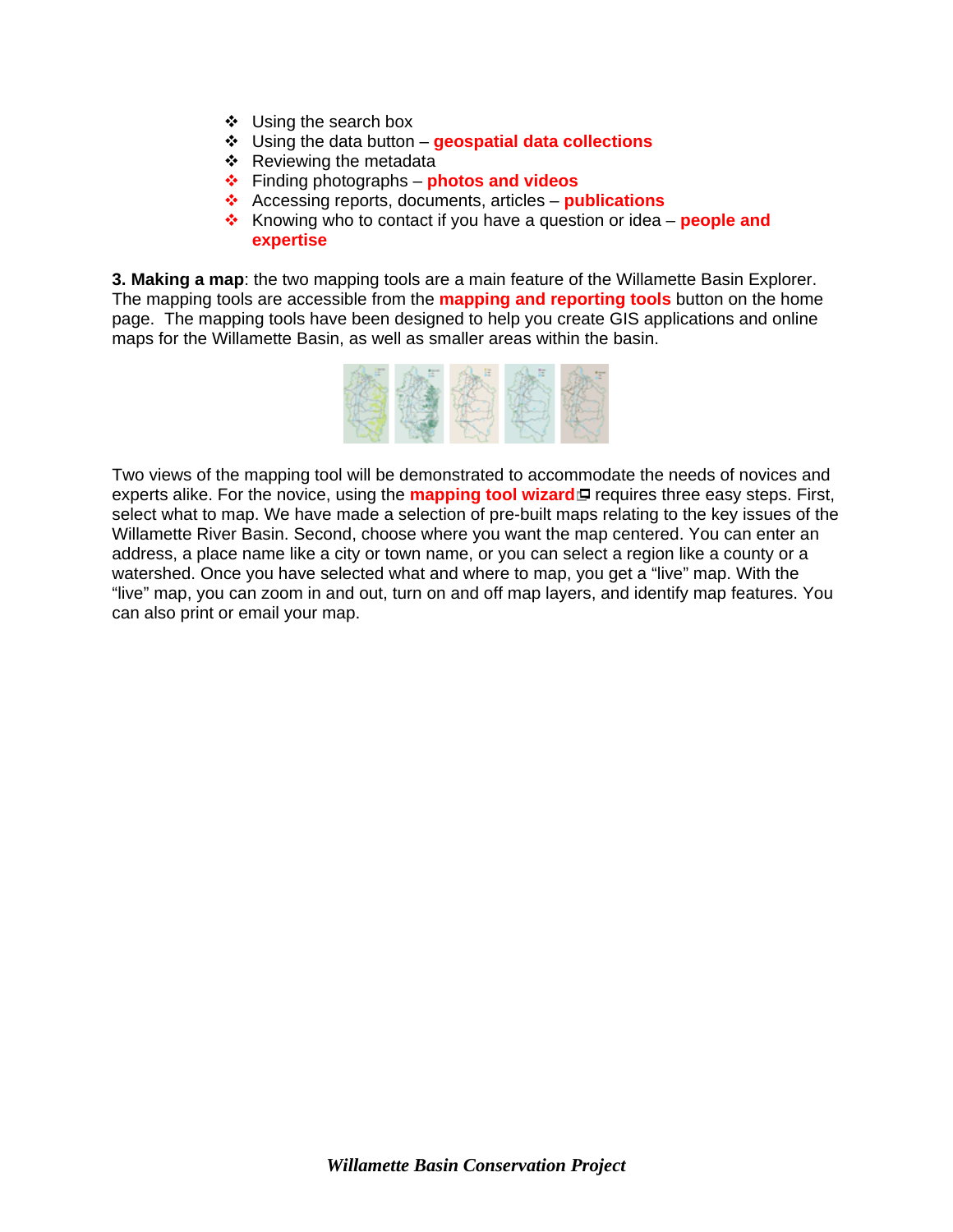- Using the search box
- Using the data button – **geospatial data collections**
- Reviewing the metadata
- Finding photographs – **photos and videos**
- Accessing reports, documents, articles – **publications**
- Knowing who to contact if you have a question or idea – **people and expertise**

**3. Making a map**: the two mapping tools are a main feature of the Willamette Basin Explorer. The mapping tools are accessible from the **mapping and reporting tools** button on the home page. The mapping tools have been designed to help you create GIS applications and online maps for the Willamette Basin, as well as smaller areas within the basin.

Two views of the mapping tool will be demonstrated to accommodate the needs of novices and experts alike. For the novice, using the **mapping tool wizard** requires three easy steps. First, select what to map. We have made a selection of pre-built maps relating to the key issues of the Willamette River Basin. Second, choose where you want the map centered. You can enter an address, a place name like a city or town name, or you can select a region like a county or a watershed. Once you have selected what and where to map, you get a "live" map. With the "live" map, you can zoom in and out, turn on and off map layers, and identify map features. You can also print or email your map.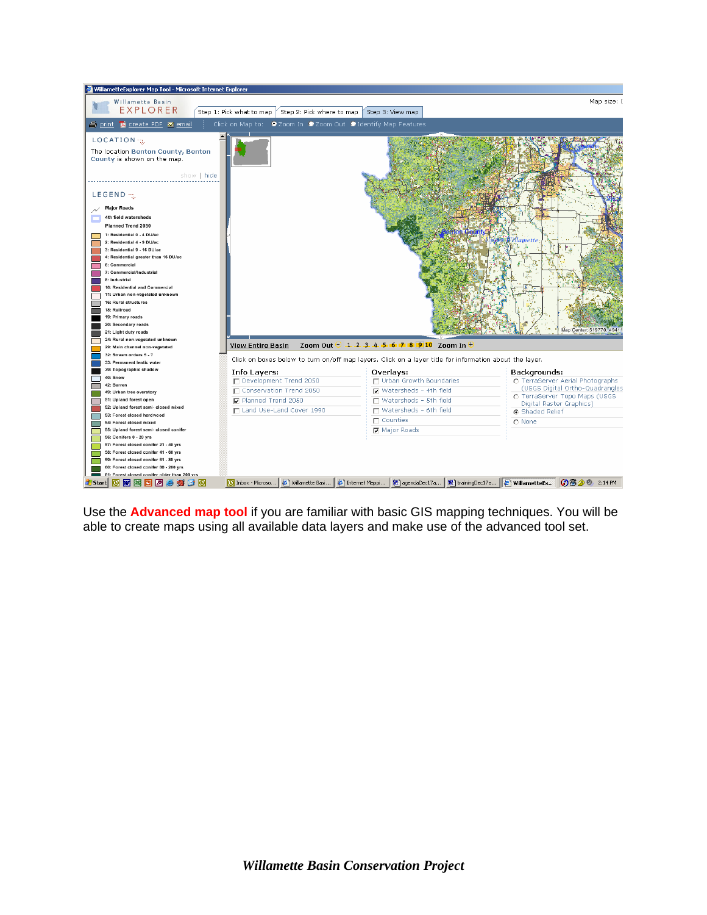Use the **Advanced map tool** if you are familiar with basic GIS mapping techniques. You will be able to create maps using all available data layers and make use of the advanced tool set.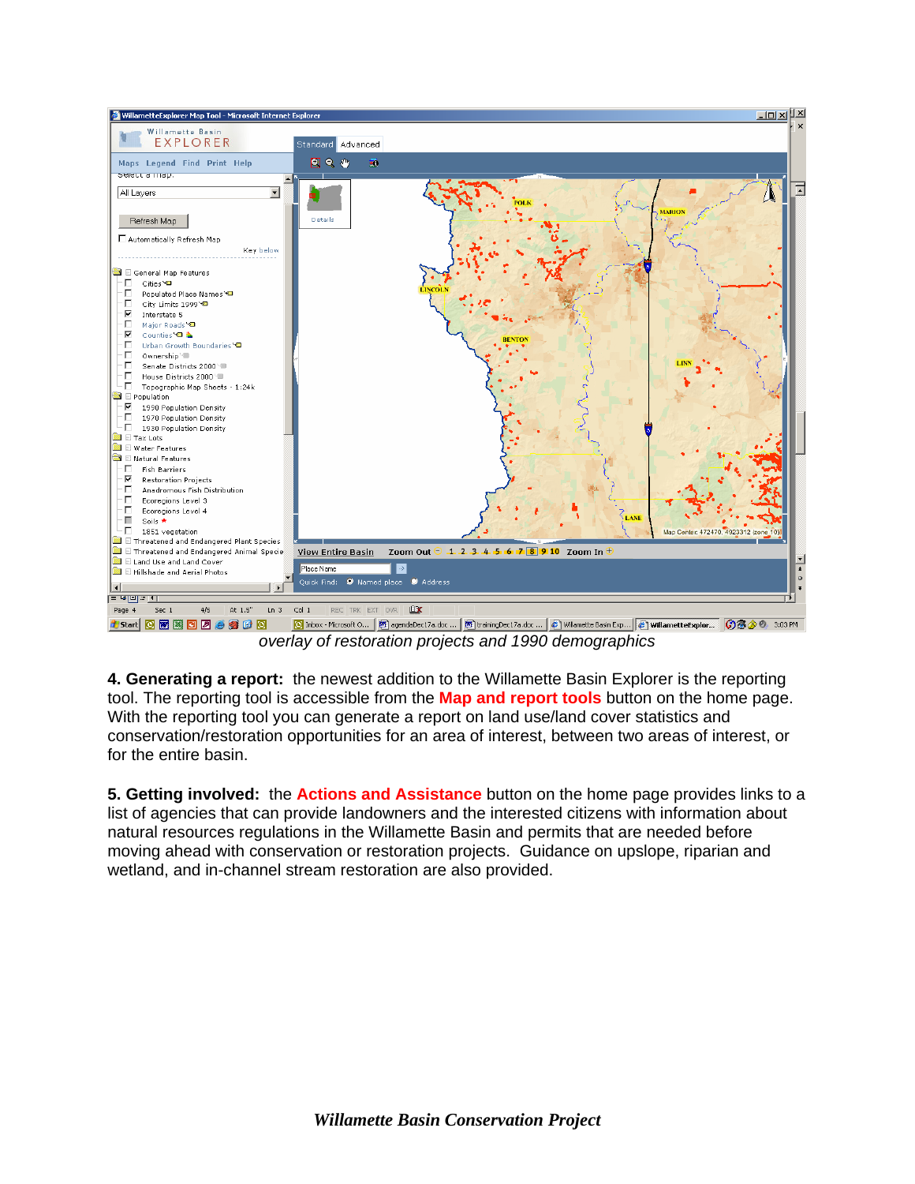*overlay of restoration projects and 1990 demographics*

**4. Generating a report:** the newest addition to the Willamette Basin Explorer is the reporting tool. The reporting tool is accessible from the **Map and report tools** button on the home page. With the reporting tool you can generate a report on land use/land cover statistics and conservation/restoration opportunities for an area of interest, between two areas of interest, or for the entire basin.

**5. Getting involved:** the **Actions and Assistance** button on the home page provides links to a list of agencies that can provide landowners and the interested citizens with information about natural resources regulations in the Willamette Basin and permits that are needed before moving ahead with conservation or restoration projects. Guidance on upslope, riparian and wetland, and in-channel stream restoration are also provided.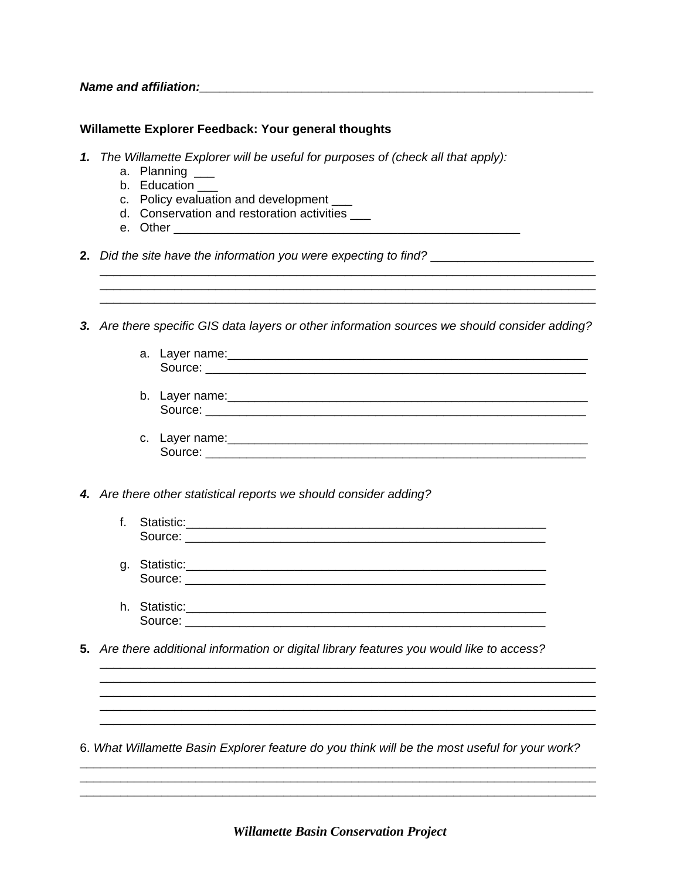***Name and affiliation:***______________________________________________________________

**Willamette Explorer Feedback: Your general thoughts**

***1.*** *The Willamette Explorer will be useful for purposes of (check all that apply):*

   a. Planning ___
   b. Education ___
   c. Policy evaluation and development ___
   d. Conservation and restoration activities ___
   e. Other ___________________________________________________

**2.** *Did the site have the information you were expecting to find?* ________________________
_________________________________________________________________________
_________________________________________________________________________
_________________________________________________________________________

***3.*** *Are there specific GIS data layers or other information sources we should consider adding?*

   a. Layer name:_______________________________________________________
      Source: __________________________________________________________

   b. Layer name:_______________________________________________________
      Source: __________________________________________________________

   c. Layer name:_______________________________________________________
      Source: __________________________________________________________

***4.*** *Are there other statistical reports we should consider adding?*

   f. Statistic:_______________________________________________________
      Source: ________________________________________________________

   g. Statistic:_______________________________________________________
      Source: ________________________________________________________

   h. Statistic:_______________________________________________________
      Source: ________________________________________________________

**5.** *Are there additional information or digital library features you would like to access?*
_________________________________________________________________________
_________________________________________________________________________
_________________________________________________________________________
_________________________________________________________________________
_________________________________________________________________________

6. *What Willamette Basin Explorer feature do you think will be the most useful for your work?*
_____________________________________________________________________________
_____________________________________________________________________________
_____________________________________________________________________________

***Willamette Basin Conservation Project***